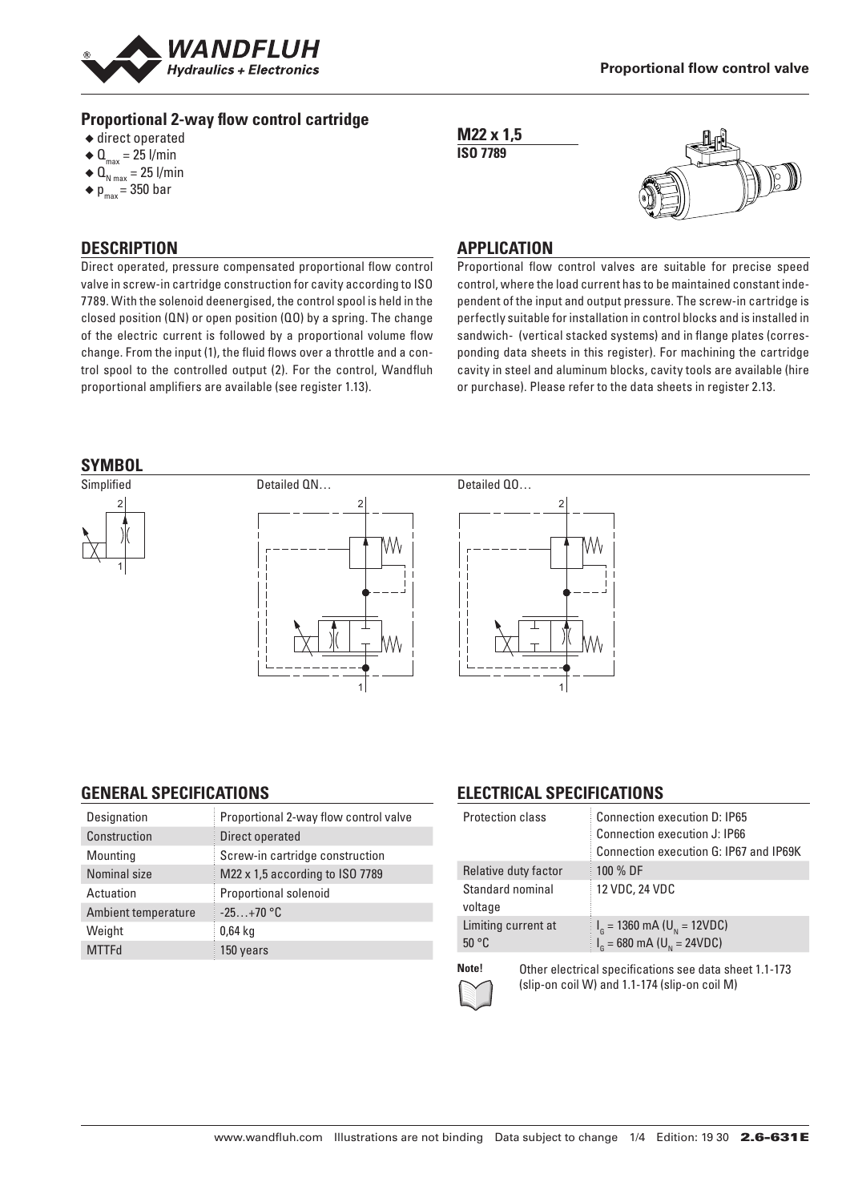## Proportional 2-way flow control cartridge

- direct operated
- $Q_{max}$ = 25 l/min
- $Q_{N\,max}$ = 25 l/min
- $p_{max}$ = 350 bar

**M22 x 1,5**
**ISO 7789**

## DESCRIPTION

Direct operated, pressure compensated proportional flow control valve in screw-in cartridge construction for cavity according to ISO 7789. With the solenoid deenergised, the control spool is held in the closed position (QN) or open position (QO) by a spring. The change of the electric current is followed by a proportional volume flow change. From the input (1), the fluid flows over a throttle and a control spool to the controlled output (2). For the control, Wandfluh proportional amplifiers are available (see register 1.13).

## APPLICATION

Proportional flow control valves are suitable for precise speed control, where the load current has to be maintained constant independent of the input and output pressure. The screw-in cartridge is perfectly suitable for installation in control blocks and is installed in sandwich- (vertical stacked systems) and in flange plates (corresponding data sheets in this register). For machining the cartridge cavity in steel and aluminum blocks, cavity tools are available (hire or purchase). Please refer to the data sheets in register 2.13.

## SYMBOL

Simplified

Detailed QN…

Detailed QO…

## GENERAL SPECIFICATIONS

| Designation | Proportional 2-way flow control valve |
|---|---|
| Construction | Direct operated |
| Mounting | Screw-in cartridge construction |
| Nominal size | M22 x 1,5 according to ISO 7789 |
| Actuation | Proportional solenoid |
| Ambient temperature | -25…+70 °C |
| Weight | 0,64 kg |
| MTTFd | 150 years |

## ELECTRICAL SPECIFICATIONS

| Protection class | Connection execution D: IP65<br>Connection execution J: IP66<br>Connection execution G: IP67 and IP69K |
|---|---|
| Relative duty factor | 100 % DF |
| Standard nominal voltage | 12 VDC, 24 VDC |
| Limiting current at 50 °C | $I_G$ = 1360 mA ($U_N$ = 12VDC)<br>$I_G$ = 680 mA ($U_N$ = 24VDC) |

**Note!** Other electrical specifications see data sheet 1.1-173 (slip-on coil W) and 1.1-174 (slip-on coil M)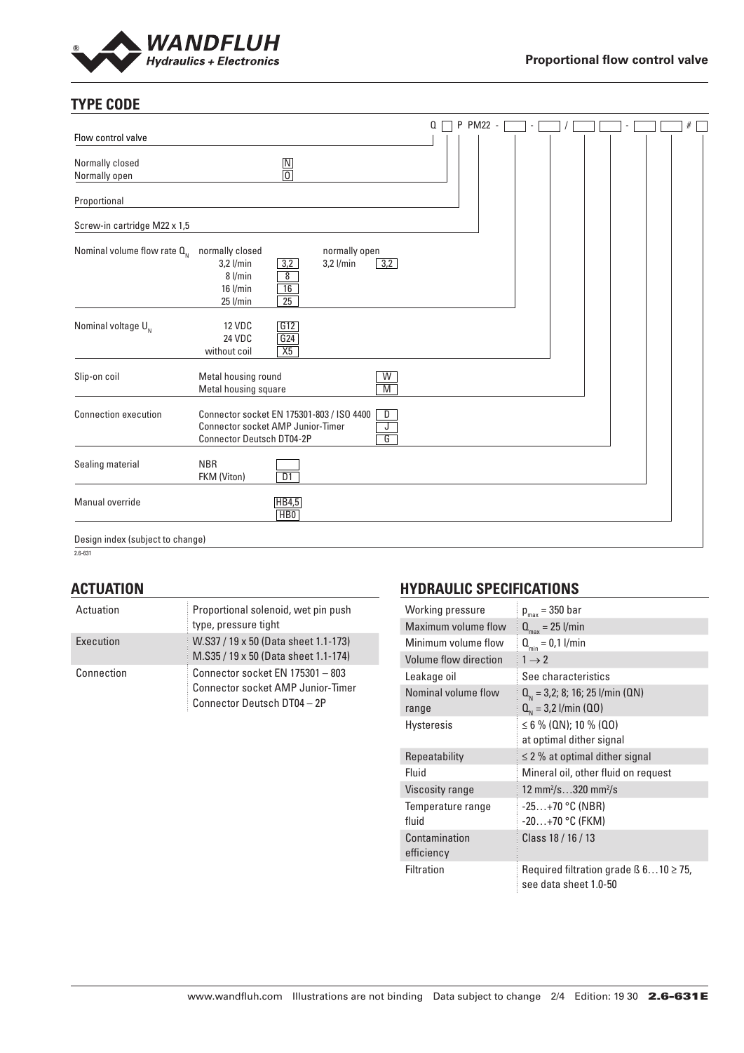## TYPE CODE

Q [ ] P PM22 - [ ] - [ ] / [ ] [ ] - [ ] [ ] # [ ]

| | | | |
|---|---|---|---|
| Flow control valve | | | |
| Normally closed | | N | |
| Normally open | | O | |
| Proportional | | | |
| Screw-in cartridge M22 x 1,5 | | | |
| Nominal volume flow rate $Q_N$ | normally closed 3,2 l/min | 3,2 | normally open 3,2 l/min: 3,2 |
| | 8 l/min | 8 | |
| | 16 l/min | 16 | |
| | 25 l/min | 25 | |
| Nominal voltage $U_N$ | 12 VDC | G12 | |
| | 24 VDC | G24 | |
| | without coil | X5 | |
| Slip-on coil | Metal housing round | | W |
| | Metal housing square | | M |
| Connection execution | Connector socket EN 175301-803 / ISO 4400 | | D |
| | Connector socket AMP Junior-Timer | | J |
| | Connector Deutsch DT04-2P | | G |
| Sealing material | NBR | | |
| | FKM (Viton) | D1 | |
| Manual override | | HB4,5 | |
| | | HB0 | |
| Design index (subject to change) | | | |

2.6-631

## ACTUATION

| | |
|---|---|
| Actuation | Proportional solenoid, wet pin push type, pressure tight |
| Execution | W.S37 / 19 x 50 (Data sheet 1.1-173)<br>M.S35 / 19 x 50 (Data sheet 1.1-174) |
| Connection | Connector socket EN 175301 – 803<br>Connector socket AMP Junior-Timer<br>Connector Deutsch DT04 – 2P |

## HYDRAULIC SPECIFICATIONS

| | |
|---|---|
| Working pressure | $p_{max}$ = 350 bar |
| Maximum volume flow | $Q_{max}$ = 25 l/min |
| Minimum volume flow | $Q_{min}$ = 0,1 l/min |
| Volume flow direction | $1 \rightarrow 2$ |
| Leakage oil | See characteristics |
| Nominal volume flow range | $Q_N$ = 3,2; 8; 16; 25 l/min (QN)<br>$Q_N$ = 3,2 l/min (QO) |
| Hysteresis | ≤ 6 % (QN); 10 % (QO)<br>at optimal dither signal |
| Repeatability | ≤ 2 % at optimal dither signal |
| Fluid | Mineral oil, other fluid on request |
| Viscosity range | 12 mm²/s…320 mm²/s |
| Temperature range fluid | -25…+70 °C (NBR)<br>-20…+70 °C (FKM) |
| Contamination efficiency | Class 18 / 16 / 13 |
| Filtration | Required filtration grade ß 6…10 ≥ 75, see data sheet 1.0-50 |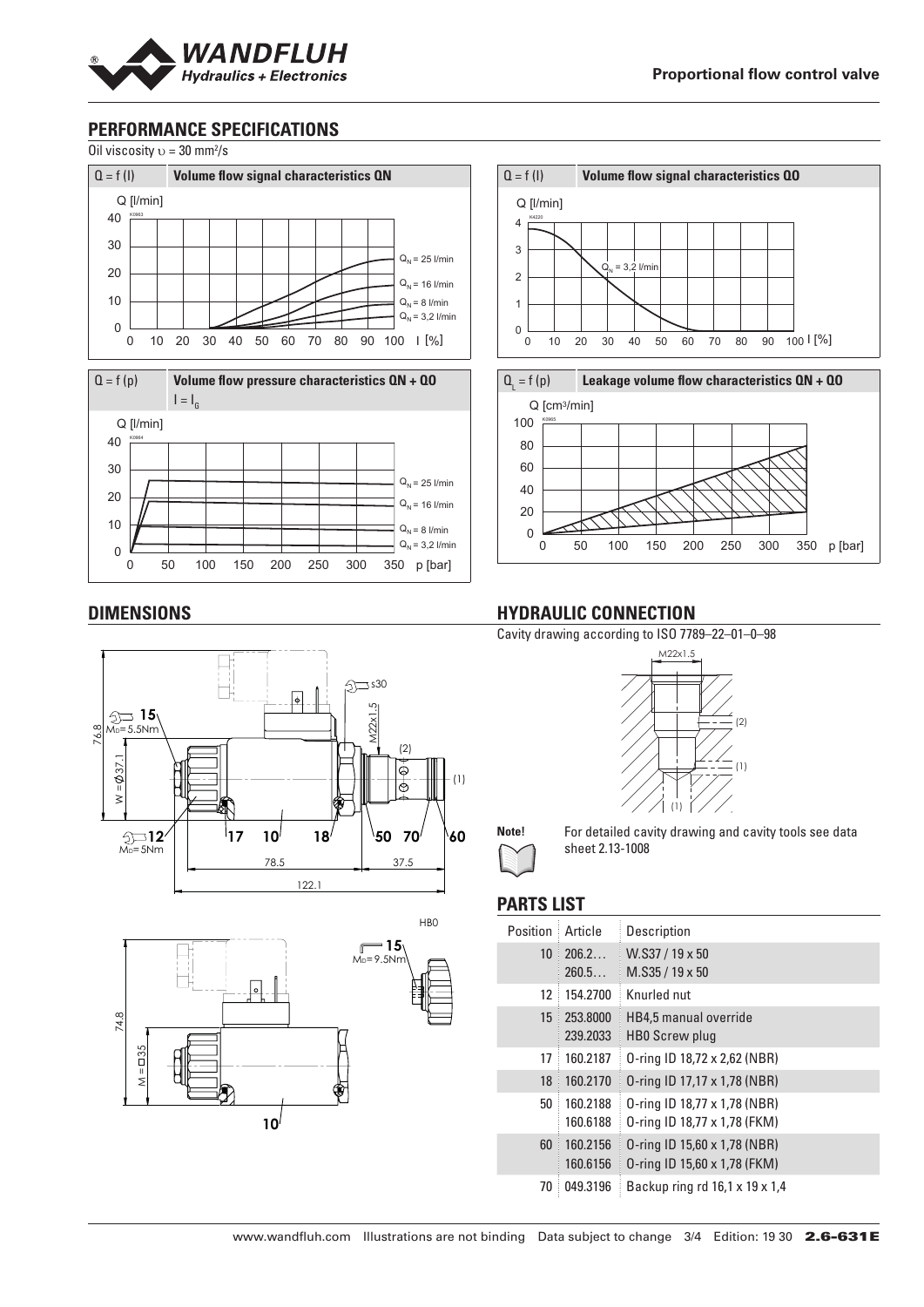## PERFORMANCE SPECIFICATIONS

Oil viscosity υ = 30 mm²/s

$Q = f(I)$ **Volume flow signal characteristics QN**

$Q = f(I)$ **Volume flow signal characteristics QO**

$Q = f(p)$ **Volume flow pressure characteristics QN + QO** $I = I_G$

$Q_L = f(p)$ **Leakage volume flow characteristics QN + QO**

## DIMENSIONS

## HYDRAULIC CONNECTION

Cavity drawing according to ISO 7789–22–01–0–98

**Note!** For detailed cavity drawing and cavity tools see data sheet 2.13-1008

## PARTS LIST

| Position | Article | Description |
|---|---|---|
| 10 | 206.2…<br>260.5… | W.S37 / 19 x 50<br>M.S35 / 19 x 50 |
| 12 | 154.2700 | Knurled nut |
| 15 | 253.8000<br>239.2033 | HB4,5 manual override<br>HB0 Screw plug |
| 17 | 160.2187 | O-ring ID 18,72 x 2,62 (NBR) |
| 18 | 160.2170 | O-ring ID 17,17 x 1,78 (NBR) |
| 50 | 160.2188<br>160.6188 | O-ring ID 18,77 x 1,78 (NBR)<br>O-ring ID 18,77 x 1,78 (FKM) |
| 60 | 160.2156<br>160.6156 | O-ring ID 15,60 x 1,78 (NBR)<br>O-ring ID 15,60 x 1,78 (FKM) |
| 70 | 049.3196 | Backup ring rd 16,1 x 19 x 1,4 |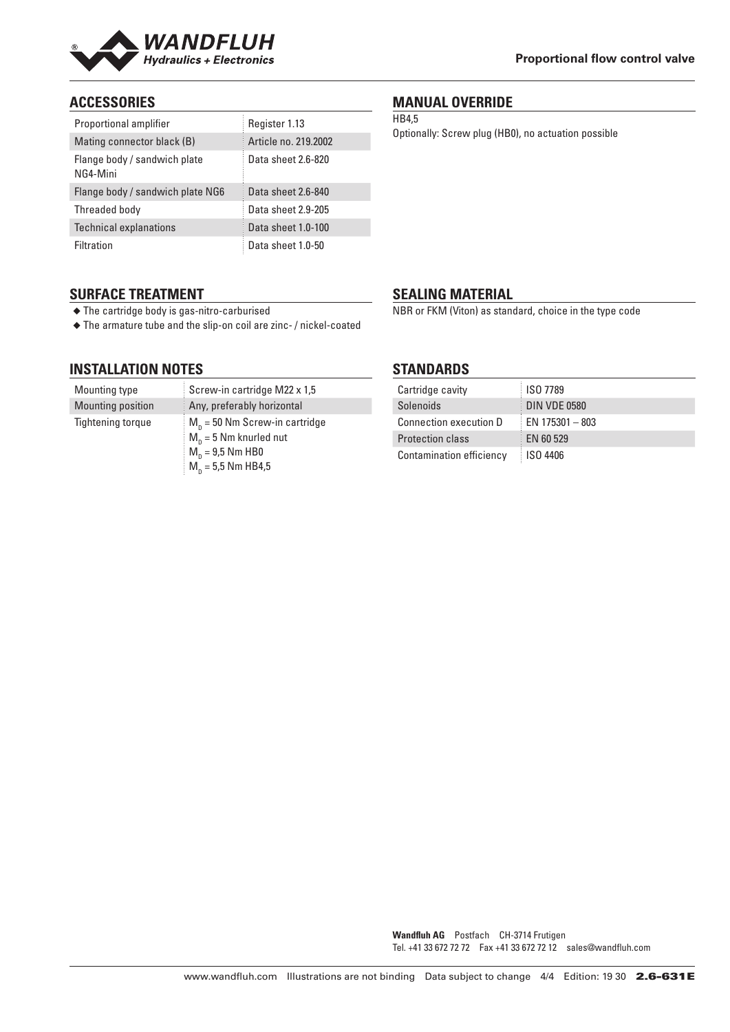## ACCESSORIES

| | |
|---|---|
| Proportional amplifier | Register 1.13 |
| Mating connector black (B) | Article no. 219.2002 |
| Flange body / sandwich plate NG4-Mini | Data sheet 2.6-820 |
| Flange body / sandwich plate NG6 | Data sheet 2.6-840 |
| Threaded body | Data sheet 2.9-205 |
| Technical explanations | Data sheet 1.0-100 |
| Filtration | Data sheet 1.0-50 |

## MANUAL OVERRIDE

HB4,5
Optionally: Screw plug (HB0), no actuation possible

## SURFACE TREATMENT

- ◆ The cartridge body is gas-nitro-carburised
- ◆ The armature tube and the slip-on coil are zinc- / nickel-coated

## SEALING MATERIAL

NBR or FKM (Viton) as standard, choice in the type code

## INSTALLATION NOTES

| | |
|---|---|
| Mounting type | Screw-in cartridge M22 x 1,5 |
| Mounting position | Any, preferably horizontal |
| Tightening torque | $M_D$ = 50 Nm Screw-in cartridge<br>$M_D$ = 5 Nm knurled nut<br>$M_D$ = 9,5 Nm HB0<br>$M_D$ = 5,5 Nm HB4,5 |

## STANDARDS

| | |
|---|---|
| Cartridge cavity | ISO 7789 |
| Solenoids | DIN VDE 0580 |
| Connection execution D | EN 175301 – 803 |
| Protection class | EN 60 529 |
| Contamination efficiency | ISO 4406 |

**Wandfluh AG** Postfach CH-3714 Frutigen
Tel. +41 33 672 72 72 Fax +41 33 672 72 12 sales@wandfluh.com